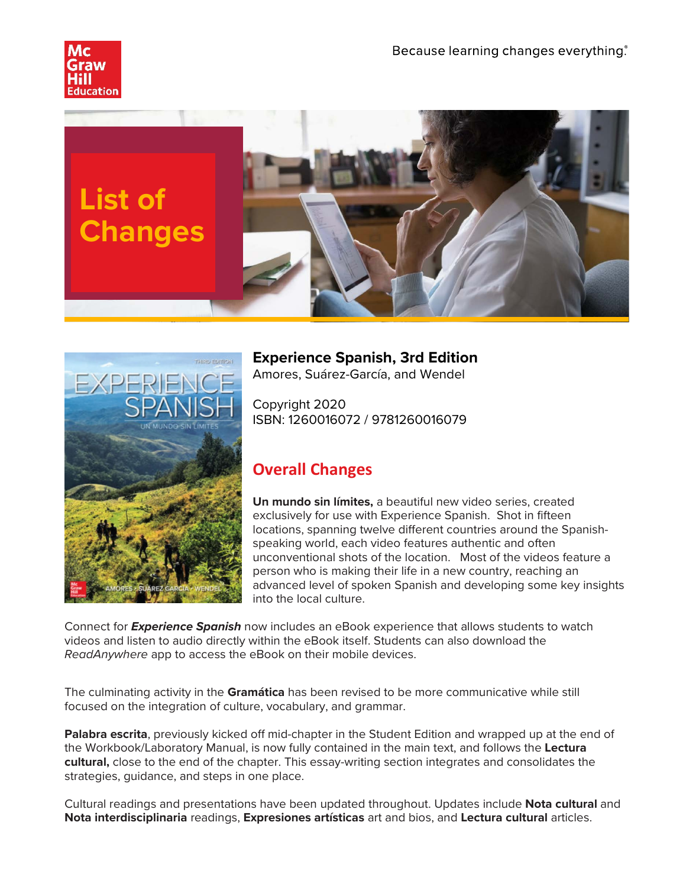Because learning changes everything.®

# List of Changes

## Experience Spanish, 3rd Edition

Amores, Suárez-García, and Wendel

Copyright 2020
ISBN: 1260016072 / 9781260016079

## Overall Changes

**Un mundo sin límites,** a beautiful new video series, created exclusively for use with Experience Spanish. Shot in fifteen locations, spanning twelve different countries around the Spanish-speaking world, each video features authentic and often unconventional shots of the location. Most of the videos feature a person who is making their life in a new country, reaching an advanced level of spoken Spanish and developing some key insights into the local culture.

Connect for ***Experience Spanish*** now includes an eBook experience that allows students to watch videos and listen to audio directly within the eBook itself. Students can also download the *ReadAnywhere* app to access the eBook on their mobile devices.

The culminating activity in the **Gramática** has been revised to be more communicative while still focused on the integration of culture, vocabulary, and grammar.

**Palabra escrita**, previously kicked off mid-chapter in the Student Edition and wrapped up at the end of the Workbook/Laboratory Manual, is now fully contained in the main text, and follows the **Lectura cultural,** close to the end of the chapter. This essay-writing section integrates and consolidates the strategies, guidance, and steps in one place.

Cultural readings and presentations have been updated throughout. Updates include **Nota cultural** and **Nota interdisciplinaria** readings, **Expresiones artísticas** art and bios, and **Lectura cultural** articles.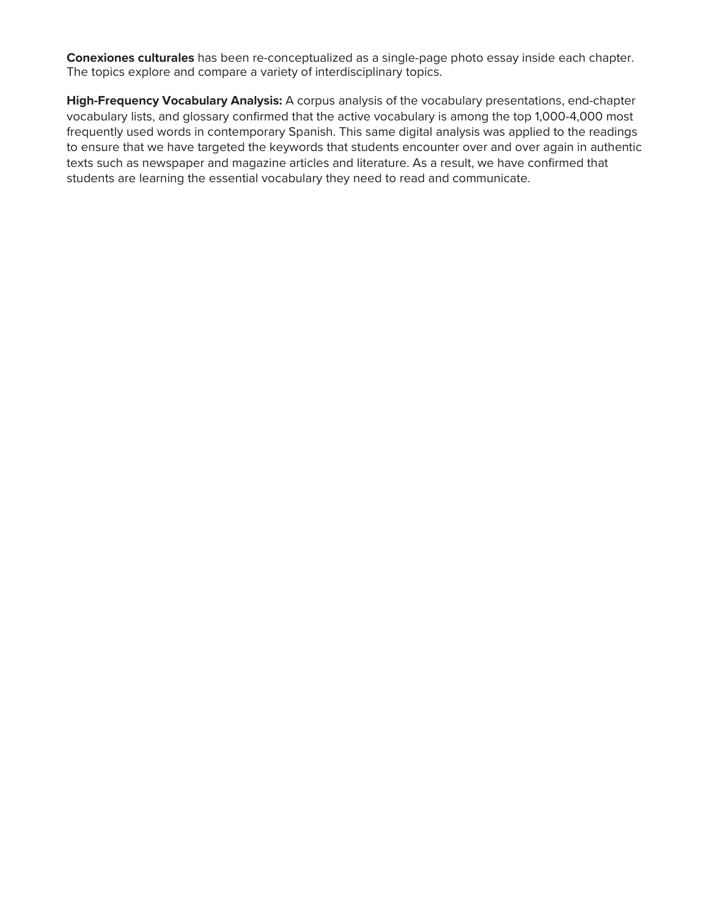**Conexiones culturales** has been re-conceptualized as a single-page photo essay inside each chapter. The topics explore and compare a variety of interdisciplinary topics.

**High-Frequency Vocabulary Analysis:** A corpus analysis of the vocabulary presentations, end-chapter vocabulary lists, and glossary confirmed that the active vocabulary is among the top 1,000-4,000 most frequently used words in contemporary Spanish. This same digital analysis was applied to the readings to ensure that we have targeted the keywords that students encounter over and over again in authentic texts such as newspaper and magazine articles and literature. As a result, we have confirmed that students are learning the essential vocabulary they need to read and communicate.